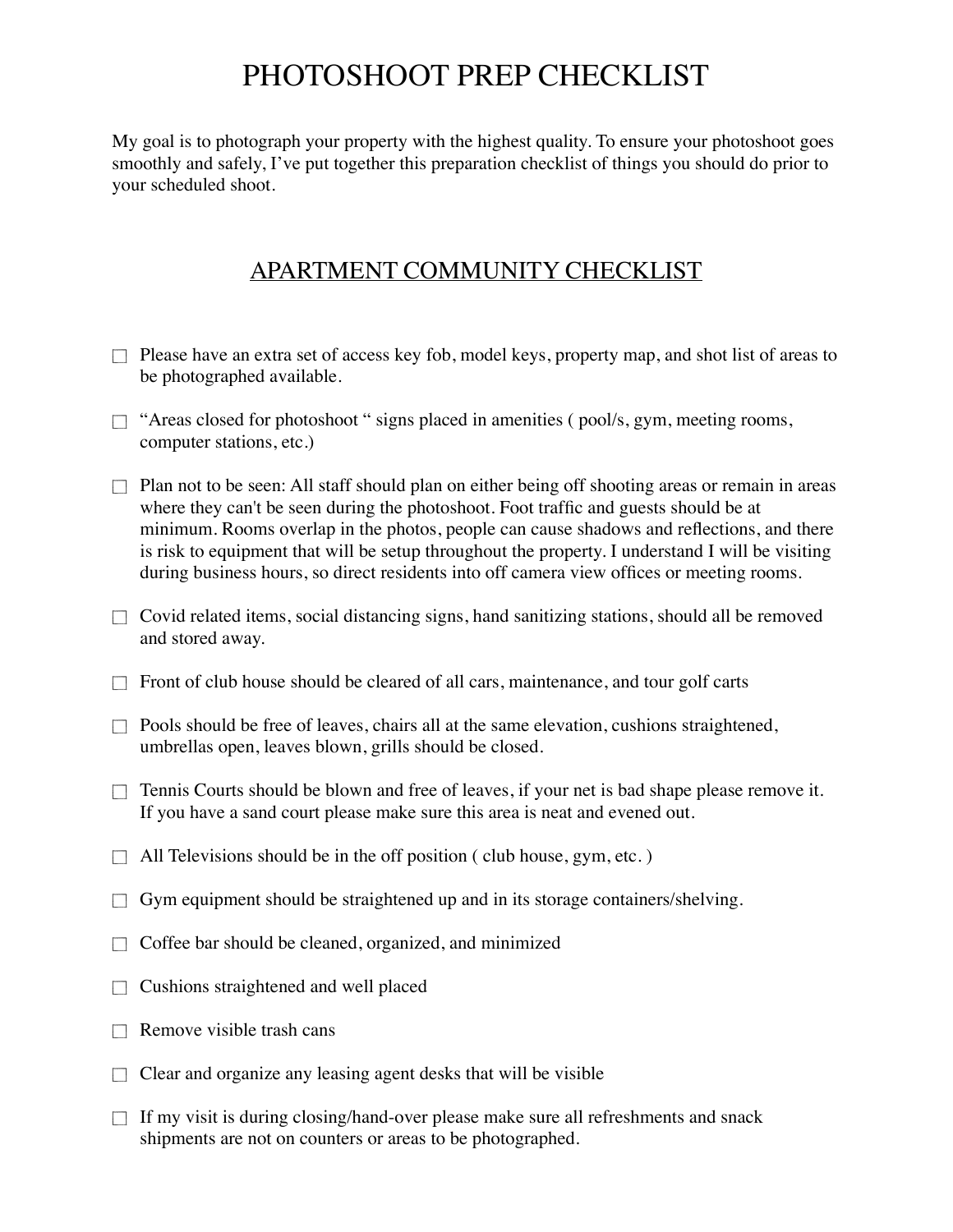# PHOTOSHOOT PREP CHECKLIST

My goal is to photograph your property with the highest quality. To ensure your photoshoot goes smoothly and safely, I've put together this preparation checklist of things you should do prior to your scheduled shoot.

## APARTMENT COMMUNITY CHECKLIST

- ☐ Please have an extra set of access key fob, model keys, property map, and shot list of areas to be photographed available.
- ☐ "Areas closed for photoshoot " signs placed in amenities ( pool/s, gym, meeting rooms, computer stations, etc.)
- ☐ Plan not to be seen: All staff should plan on either being off shooting areas or remain in areas where they can't be seen during the photoshoot. Foot traffic and guests should be at minimum. Rooms overlap in the photos, people can cause shadows and reflections, and there is risk to equipment that will be setup throughout the property. I understand I will be visiting during business hours, so direct residents into off camera view offices or meeting rooms.
- ☐ Covid related items, social distancing signs, hand sanitizing stations, should all be removed and stored away.
- ☐ Front of club house should be cleared of all cars, maintenance, and tour golf carts
- ☐ Pools should be free of leaves, chairs all at the same elevation, cushions straightened, umbrellas open, leaves blown, grills should be closed.
- ☐ Tennis Courts should be blown and free of leaves, if your net is bad shape please remove it. If you have a sand court please make sure this area is neat and evened out.
- ☐ All Televisions should be in the off position ( club house, gym, etc. )
- ☐ Gym equipment should be straightened up and in its storage containers/shelving.
- ☐ Coffee bar should be cleaned, organized, and minimized
- ☐ Cushions straightened and well placed
- ☐ Remove visible trash cans
- ☐ Clear and organize any leasing agent desks that will be visible
- ☐ If my visit is during closing/hand-over please make sure all refreshments and snack shipments are not on counters or areas to be photographed.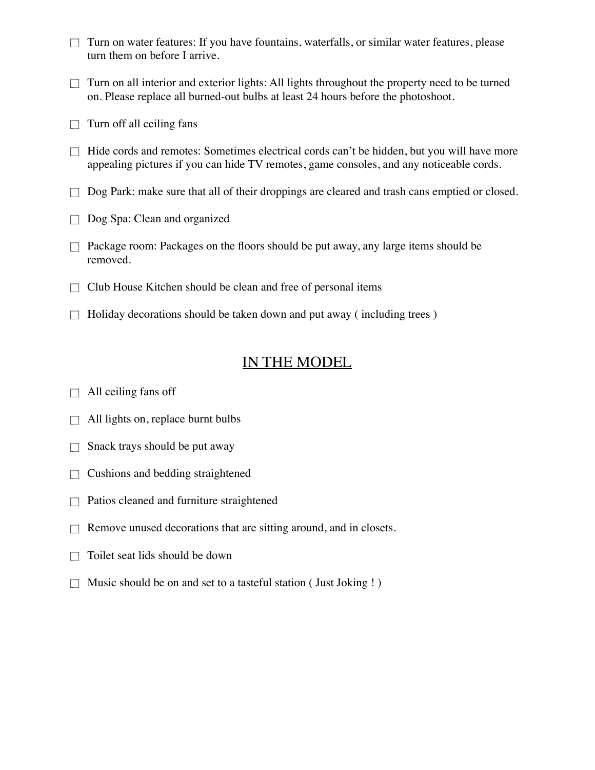- [ ] Turn on water features: If you have fountains, waterfalls, or similar water features, please turn them on before I arrive.
- [ ] Turn on all interior and exterior lights: All lights throughout the property need to be turned on. Please replace all burned-out bulbs at least 24 hours before the photoshoot.
- [ ] Turn off all ceiling fans
- [ ] Hide cords and remotes: Sometimes electrical cords can't be hidden, but you will have more appealing pictures if you can hide TV remotes, game consoles, and any noticeable cords.
- [ ] Dog Park: make sure that all of their droppings are cleared and trash cans emptied or closed.
- [ ] Dog Spa: Clean and organized
- [ ] Package room: Packages on the floors should be put away, any large items should be removed.
- [ ] Club House Kitchen should be clean and free of personal items
- [ ] Holiday decorations should be taken down and put away ( including trees )

## IN THE MODEL

- [ ] All ceiling fans off
- [ ] All lights on, replace burnt bulbs
- [ ] Snack trays should be put away
- [ ] Cushions and bedding straightened
- [ ] Patios cleaned and furniture straightened
- [ ] Remove unused decorations that are sitting around, and in closets.
- [ ] Toilet seat lids should be down
- [ ] Music should be on and set to a tasteful station ( Just Joking ! )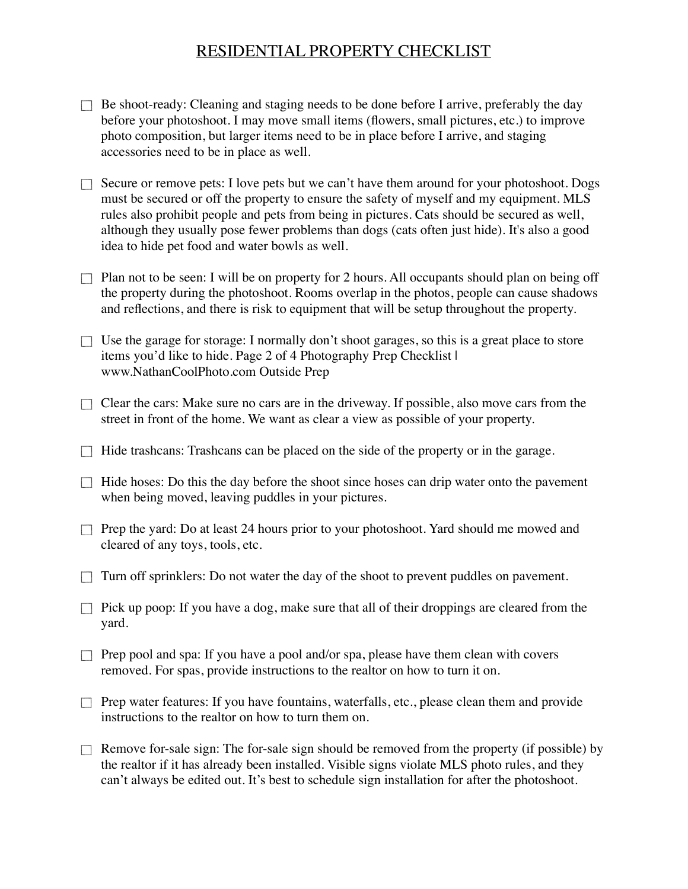# RESIDENTIAL PROPERTY CHECKLIST

- ☐ Be shoot-ready: Cleaning and staging needs to be done before I arrive, preferably the day before your photoshoot. I may move small items (flowers, small pictures, etc.) to improve photo composition, but larger items need to be in place before I arrive, and staging accessories need to be in place as well.

- ☐ Secure or remove pets: I love pets but we can't have them around for your photoshoot. Dogs must be secured or off the property to ensure the safety of myself and my equipment. MLS rules also prohibit people and pets from being in pictures. Cats should be secured as well, although they usually pose fewer problems than dogs (cats often just hide). It's also a good idea to hide pet food and water bowls as well.

- ☐ Plan not to be seen: I will be on property for 2 hours. All occupants should plan on being off the property during the photoshoot. Rooms overlap in the photos, people can cause shadows and reflections, and there is risk to equipment that will be setup throughout the property.

- ☐ Use the garage for storage: I normally don't shoot garages, so this is a great place to store items you'd like to hide. Page 2 of 4 Photography Prep Checklist | www.NathanCoolPhoto.com Outside Prep

- ☐ Clear the cars: Make sure no cars are in the driveway. If possible, also move cars from the street in front of the home. We want as clear a view as possible of your property.

- ☐ Hide trashcans: Trashcans can be placed on the side of the property or in the garage.

- ☐ Hide hoses: Do this the day before the shoot since hoses can drip water onto the pavement when being moved, leaving puddles in your pictures.

- ☐ Prep the yard: Do at least 24 hours prior to your photoshoot. Yard should me mowed and cleared of any toys, tools, etc.

- ☐ Turn off sprinklers: Do not water the day of the shoot to prevent puddles on pavement.

- ☐ Pick up poop: If you have a dog, make sure that all of their droppings are cleared from the yard.

- ☐ Prep pool and spa: If you have a pool and/or spa, please have them clean with covers removed. For spas, provide instructions to the realtor on how to turn it on.

- ☐ Prep water features: If you have fountains, waterfalls, etc., please clean them and provide instructions to the realtor on how to turn them on.

- ☐ Remove for-sale sign: The for-sale sign should be removed from the property (if possible) by the realtor if it has already been installed. Visible signs violate MLS photo rules, and they can't always be edited out. It's best to schedule sign installation for after the photoshoot.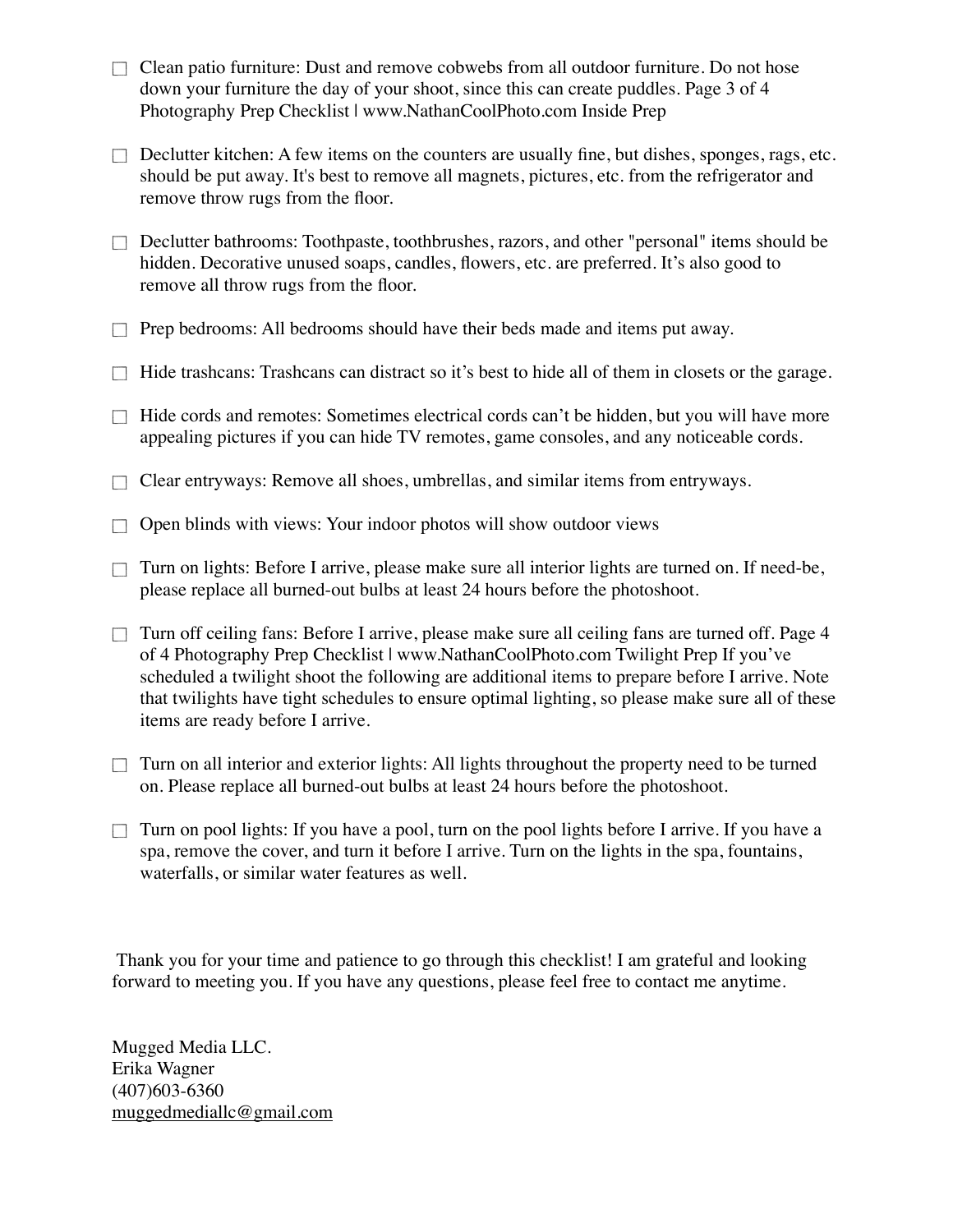- ☐ Clean patio furniture: Dust and remove cobwebs from all outdoor furniture. Do not hose down your furniture the day of your shoot, since this can create puddles. Page 3 of 4 Photography Prep Checklist | www.NathanCoolPhoto.com Inside Prep

- ☐ Declutter kitchen: A few items on the counters are usually fine, but dishes, sponges, rags, etc. should be put away. It's best to remove all magnets, pictures, etc. from the refrigerator and remove throw rugs from the floor.

- ☐ Declutter bathrooms: Toothpaste, toothbrushes, razors, and other "personal" items should be hidden. Decorative unused soaps, candles, flowers, etc. are preferred. It's also good to remove all throw rugs from the floor.

- ☐ Prep bedrooms: All bedrooms should have their beds made and items put away.

- ☐ Hide trashcans: Trashcans can distract so it's best to hide all of them in closets or the garage.

- ☐ Hide cords and remotes: Sometimes electrical cords can't be hidden, but you will have more appealing pictures if you can hide TV remotes, game consoles, and any noticeable cords.

- ☐ Clear entryways: Remove all shoes, umbrellas, and similar items from entryways.

- ☐ Open blinds with views: Your indoor photos will show outdoor views

- ☐ Turn on lights: Before I arrive, please make sure all interior lights are turned on. If need-be, please replace all burned-out bulbs at least 24 hours before the photoshoot.

- ☐ Turn off ceiling fans: Before I arrive, please make sure all ceiling fans are turned off. Page 4 of 4 Photography Prep Checklist | www.NathanCoolPhoto.com Twilight Prep If you've scheduled a twilight shoot the following are additional items to prepare before I arrive. Note that twilights have tight schedules to ensure optimal lighting, so please make sure all of these items are ready before I arrive.

- ☐ Turn on all interior and exterior lights: All lights throughout the property need to be turned on. Please replace all burned-out bulbs at least 24 hours before the photoshoot.

- ☐ Turn on pool lights: If you have a pool, turn on the pool lights before I arrive. If you have a spa, remove the cover, and turn it before I arrive. Turn on the lights in the spa, fountains, waterfalls, or similar water features as well.

Thank you for your time and patience to go through this checklist! I am grateful and looking forward to meeting you. If you have any questions, please feel free to contact me anytime.

Mugged Media LLC.
Erika Wagner
(407)603-6360
muggedmediallc@gmail.com